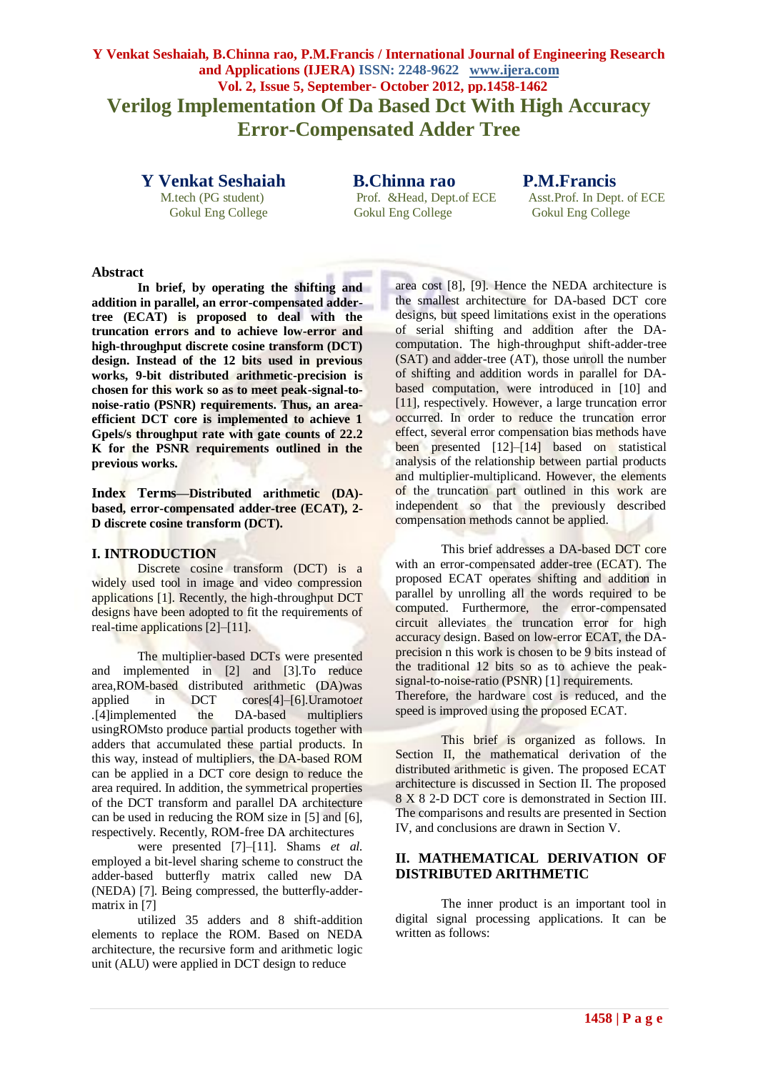# Verilog Implementation Of Da Based Dct With High Accuracy Error-Compensated Adder Tree

**Y Venkat Seshaiah**
M.tech (PG student)
Gokul Eng College

**B.Chinna rao**
Prof. &Head, Dept.of ECE
Gokul Eng College

**P.M.Francis**
Asst.Prof. In Dept. of ECE
Gokul Eng College

## Abstract

**In brief, by operating the shifting and addition in parallel, an error-compensated adder-tree (ECAT) is proposed to deal with the truncation errors and to achieve low-error and high-throughput discrete cosine transform (DCT) design. Instead of the 12 bits used in previous works, 9-bit distributed arithmetic-precision is chosen for this work so as to meet peak-signal-to-noise-ratio (PSNR) requirements. Thus, an area-efficient DCT core is implemented to achieve 1 Gpels/s throughput rate with gate counts of 22.2 K for the PSNR requirements outlined in the previous works.**

**Index Terms—Distributed arithmetic (DA)-based, error-compensated adder-tree (ECAT), 2-D discrete cosine transform (DCT).**

## I. INTRODUCTION

Discrete cosine transform (DCT) is a widely used tool in image and video compression applications [1]. Recently, the high-throughput DCT designs have been adopted to fit the requirements of real-time applications [2]–[11].

The multiplier-based DCTs were presented and implemented in [2] and [3].To reduce area,ROM-based distributed arithmetic (DA)was applied in DCT cores[4]–[6].Uramoto*et* .[4]implemented the DA-based multipliers usingROMsto produce partial products together with adders that accumulated these partial products. In this way, instead of multipliers, the DA-based ROM can be applied in a DCT core design to reduce the area required. In addition, the symmetrical properties of the DCT transform and parallel DA architecture can be used in reducing the ROM size in [5] and [6], respectively. Recently, ROM-free DA architectures were presented [7]–[11]. Shams *et al.* employed a bit-level sharing scheme to construct the adder-based butterfly matrix called new DA (NEDA) [7]. Being compressed, the butterfly-adder-matrix in [7] utilized 35 adders and 8 shift-addition elements to replace the ROM. Based on NEDA architecture, the recursive form and arithmetic logic unit (ALU) were applied in DCT design to reduce area cost [8], [9]. Hence the NEDA architecture is the smallest architecture for DA-based DCT core designs, but speed limitations exist in the operations of serial shifting and addition after the DA-computation. The high-throughput shift-adder-tree (SAT) and adder-tree (AT), those unroll the number of shifting and addition words in parallel for DA-based computation, were introduced in [10] and [11], respectively. However, a large truncation error occurred. In order to reduce the truncation error effect, several error compensation bias methods have been presented [12]–[14] based on statistical analysis of the relationship between partial products and multiplier-multiplicand. However, the elements of the truncation part outlined in this work are independent so that the previously described compensation methods cannot be applied.

This brief addresses a DA-based DCT core with an error-compensated adder-tree (ECAT). The proposed ECAT operates shifting and addition in parallel by unrolling all the words required to be computed. Furthermore, the error-compensated circuit alleviates the truncation error for high accuracy design. Based on low-error ECAT, the DA-precision n this work is chosen to be 9 bits instead of the traditional 12 bits so as to achieve the peak-signal-to-noise-ratio (PSNR) [1] requirements. Therefore, the hardware cost is reduced, and the speed is improved using the proposed ECAT.

This brief is organized as follows. In Section II, the mathematical derivation of the distributed arithmetic is given. The proposed ECAT architecture is discussed in Section II. The proposed 8 X 8 2-D DCT core is demonstrated in Section III. The comparisons and results are presented in Section IV, and conclusions are drawn in Section V.

## II. MATHEMATICAL DERIVATION OF DISTRIBUTED ARITHMETIC

The inner product is an important tool in digital signal processing applications. It can be written as follows: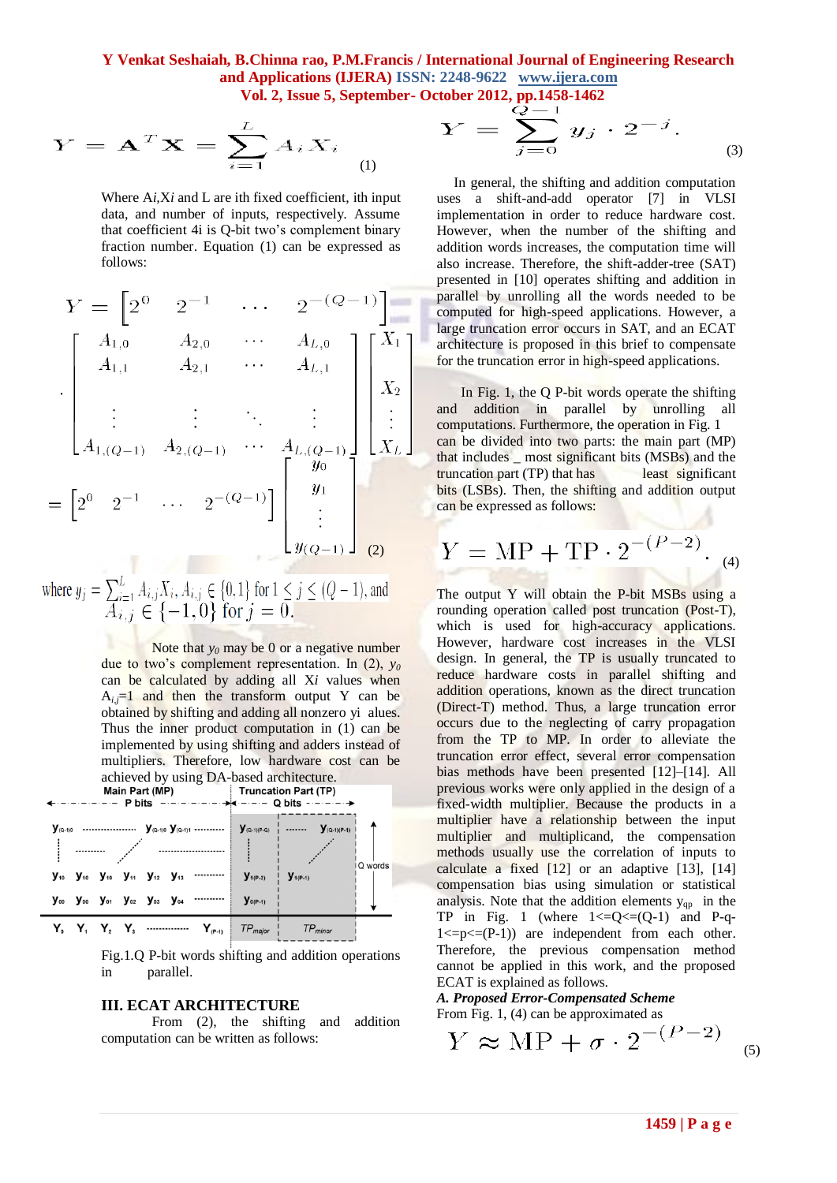$$Y = \mathbf{A}^T \mathbf{X} = \sum_{i=1}^{L} A_i X_i \quad (1)$$

Where A*i*,X*i* and L are ith fixed coefficient, ith input data, and number of inputs, respectively. Assume that coefficient 4i is Q-bit two's complement binary fraction number. Equation (1) can be expressed as follows:

$$Y = \begin{bmatrix} 2^0 & 2^{-1} & \cdots & 2^{-(Q-1)} \end{bmatrix} \cdot \begin{bmatrix} A_{1,0} & A_{2,0} & \cdots & A_{L,0} \\ A_{1,1} & A_{2,1} & \cdots & A_{L,1} \\ \vdots & \vdots & \ddots & \vdots \\ A_{1,(Q-1)} & A_{2,(Q-1)} & \cdots & A_{L,(Q-1)} \end{bmatrix} \begin{bmatrix} X_1 \\ X_2 \\ \vdots \\ X_L \end{bmatrix}$$

$$= \begin{bmatrix} 2^0 & 2^{-1} & \cdots & 2^{-(Q-1)} \end{bmatrix} \begin{bmatrix} y_0 \\ y_1 \\ \vdots \\ y_{(Q-1)} \end{bmatrix} \quad (2)$$

where $y_j = \sum_{i=1}^{L} A_{i,j} X_i$, $A_{i,j} \in \{0,1\}$ for $1 \le j \le (Q-1)$, and $A_{i,j} \in \{-1, 0\}$ for $j = 0$.

Note that $y_0$ may be 0 or a negative number due to two's complement representation. In (2), $y_0$ can be calculated by adding all X*i* values when $A_{i,j}$=1 and then the transform output Y can be obtained by shifting and adding all nonzero yi alues. Thus the inner product computation in (1) can be implemented by using shifting and adders instead of multipliers. Therefore, low hardware cost can be achieved by using DA-based architecture.

Fig.1.Q P-bit words shifting and addition operations in parallel.

## III. ECAT ARCHITECTURE

From (2), the shifting and addition computation can be written as follows:

$$Y = \sum_{j=0}^{Q-1} y_j \cdot 2^{-j}. \quad (3)$$

In general, the shifting and addition computation uses a shift-and-add operator [7] in VLSI implementation in order to reduce hardware cost. However, when the number of the shifting and addition words increases, the computation time will also increase. Therefore, the shift-adder-tree (SAT) presented in [10] operates shifting and addition in parallel by unrolling all the words needed to be computed for high-speed applications. However, a large truncation error occurs in SAT, and an ECAT architecture is proposed in this brief to compensate for the truncation error in high-speed applications.

In Fig. 1, the Q P-bit words operate the shifting and addition in parallel by unrolling all computations. Furthermore, the operation in Fig. 1 can be divided into two parts: the main part (MP) that includes _ most significant bits (MSBs) and the truncation part (TP) that has least significant bits (LSBs). Then, the shifting and addition output can be expressed as follows:

$$Y = \mathrm{MP} + \mathrm{TP} \cdot 2^{-(P-2)}. \quad (4)$$

The output Y will obtain the P-bit MSBs using a rounding operation called post truncation (Post-T), which is used for high-accuracy applications. However, hardware cost increases in the VLSI design. In general, the TP is usually truncated to reduce hardware costs in parallel shifting and addition operations, known as the direct truncation (Direct-T) method. Thus, a large truncation error occurs due to the neglecting of carry propagation from the TP to MP. In order to alleviate the truncation error effect, several error compensation bias methods have been presented [12]–[14]. All previous works were only applied in the design of a fixed-width multiplier. Because the products in a multiplier have a relationship between the input multiplier and multiplicand, the compensation methods usually use the correlation of inputs to calculate a fixed [12] or an adaptive [13], [14] compensation bias using simulation or statistical analysis. Note that the addition elements $y_{qp}$ in the TP in Fig. 1 (where 1<=Q<=(Q-1) and P-q-1<=p<=(P-1)) are independent from each other. Therefore, the previous compensation method cannot be applied in this work, and the proposed ECAT is explained as follows.

### *A. Proposed Error-Compensated Scheme*

From Fig. 1, (4) can be approximated as

$$Y \approx \mathrm{MP} + \sigma \cdot 2^{-(P-2)} \quad (5)$$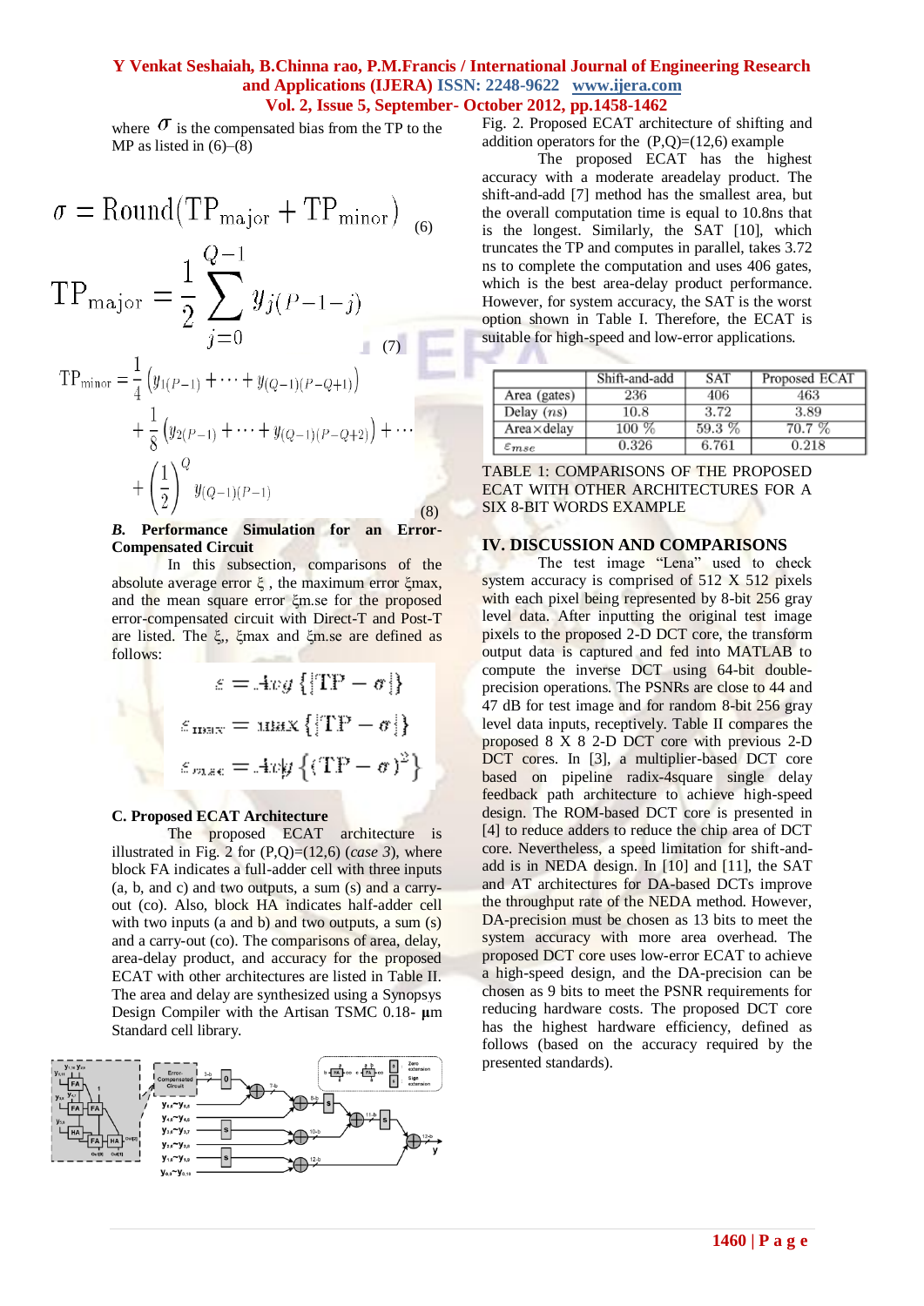where $\sigma$ is the compensated bias from the TP to the MP as listed in (6)–(8)

$$\sigma = \text{Round}(\text{TP}_{\text{major}} + \text{TP}_{\text{minor}}) \quad (6)$$

$$\text{TP}_{\text{major}} = \frac{1}{2}\sum_{j=0}^{Q-1} y_{j(P-1-j)} \quad (7)$$

$$\text{TP}_{\text{minor}} = \frac{1}{4}\left(y_{1(P-1)} + \cdots + y_{(Q-1)(P-Q+1)}\right) + \frac{1}{8}\left(y_{2(P-1)} + \cdots + y_{(Q-1)(P-Q+2)}\right) + \cdots + \left(\frac{1}{2}\right)^{Q} y_{(Q-1)(P-1)} \quad (8)$$

### *B.* Performance Simulation for an Error-Compensated Circuit

In this subsection, comparisons of the absolute average error $\xi$, the maximum error $\xi$max, and the mean square error $\xi$m.se for the proposed error-compensated circuit with Direct-T and Post-T are listed. The $\xi$,, $\xi$max and $\xi$m.se are defined as follows:

$$\varepsilon = Avg\{|\text{TP} - \sigma|\}$$

$$\varepsilon_{max} = \max\{|\text{TP} - \sigma|\}$$

$$\varepsilon_{mse} = Avg\{(\text{TP} - \sigma)^2\}$$

### C. Proposed ECAT Architecture

The proposed ECAT architecture is illustrated in Fig. 2 for (P,Q)=(12,6) (*case 3*), where block FA indicates a full-adder cell with three inputs (a, b, and c) and two outputs, a sum (s) and a carry-out (co). Also, block HA indicates half-adder cell with two inputs (a and b) and two outputs, a sum (s) and a carry-out (co). The comparisons of area, delay, area-delay product, and accuracy for the proposed ECAT with other architectures are listed in Table II. The area and delay are synthesized using a Synopsys Design Compiler with the Artisan TSMC 0.18- µm Standard cell library.

Fig. 2. Proposed ECAT architecture of shifting and addition operators for the (P,Q)=(12,6) example

The proposed ECAT has the highest accuracy with a moderate areadelay product. The shift-and-add [7] method has the smallest area, but the overall computation time is equal to 10.8ns that is the longest. Similarly, the SAT [10], which truncates the TP and computes in parallel, takes 3.72 ns to complete the computation and uses 406 gates, which is the best area-delay product performance. However, for system accuracy, the SAT is the worst option shown in Table I. Therefore, the ECAT is suitable for high-speed and low-error applications.

| | Shift-and-add | SAT | Proposed ECAT |
|---|---|---|---|
| Area (gates) | 236 | 406 | 463 |
| Delay ($ns$) | 10.8 | 3.72 | 3.89 |
| Area×delay | 100 % | 59.3 % | 70.7 % |
| $\varepsilon_{mse}$ | 0.326 | 6.761 | 0.218 |

TABLE 1: COMPARISONS OF THE PROPOSED ECAT WITH OTHER ARCHITECTURES FOR A SIX 8-BIT WORDS EXAMPLE

## IV. DISCUSSION AND COMPARISONS

The test image "Lena" used to check system accuracy is comprised of 512 X 512 pixels with each pixel being represented by 8-bit 256 gray level data. After inputting the original test image pixels to the proposed 2-D DCT core, the transform output data is captured and fed into MATLAB to compute the inverse DCT using 64-bit double-precision operations. The PSNRs are close to 44 and 47 dB for test image and for random 8-bit 256 gray level data inputs, receptively. Table II compares the proposed 8 X 8 2-D DCT core with previous 2-D DCT cores. In [3], a multiplier-based DCT core based on pipeline radix-4square single delay feedback path architecture to achieve high-speed design. The ROM-based DCT core is presented in [4] to reduce adders to reduce the chip area of DCT core. Nevertheless, a speed limitation for shift-and-add is in NEDA design. In [10] and [11], the SAT and AT architectures for DA-based DCTs improve the throughput rate of the NEDA method. However, DA-precision must be chosen as 13 bits to meet the system accuracy with more area overhead. The proposed DCT core uses low-error ECAT to achieve a high-speed design, and the DA-precision can be chosen as 9 bits to meet the PSNR requirements for reducing hardware costs. The proposed DCT core has the highest hardware efficiency, defined as follows (based on the accuracy required by the presented standards).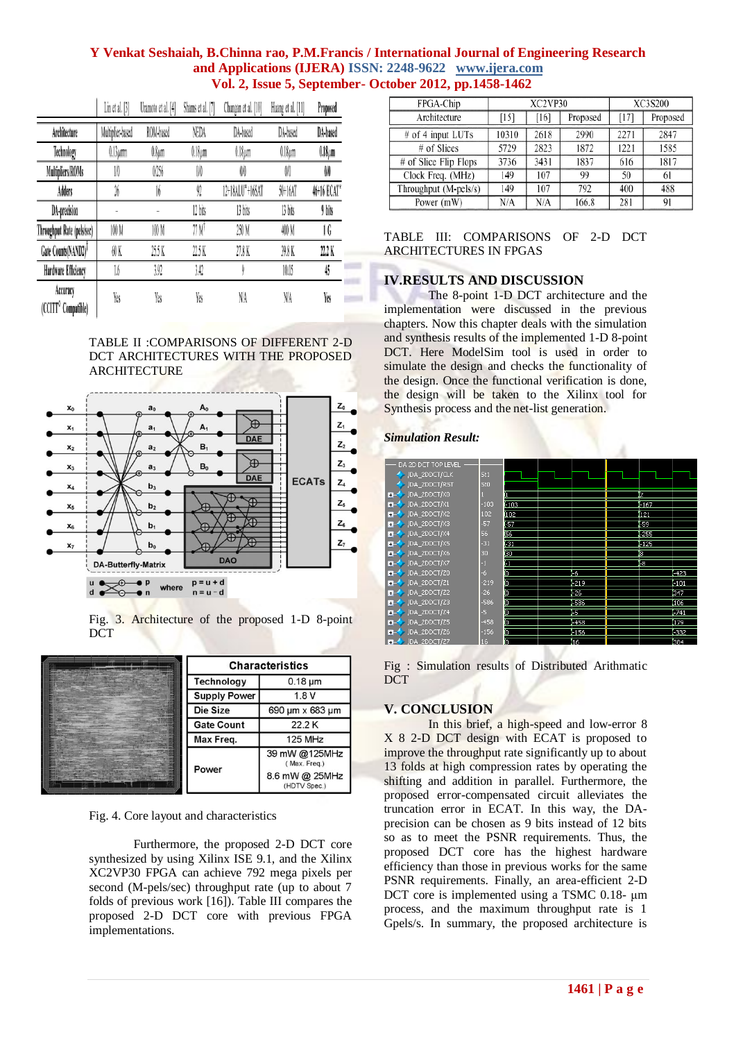| | Lin et al. [3] | Uramoto et al. [4] | Shams et al. [7] | Chungan et al. [10] | Huang et al. [11] | Proposed |
|---|---|---|---|---|---|---|
| Architecture | Multiplier-based | ROM-based | NEDA | DA-based | DA-based | DA-based |
| Technology | 0.13μm | 0.8μm | 0.18μm | 0.18μm | 0.18μm | 0.18μm |
| Multipliers/ROMs | 1/0 | 0/256 | 0/0 | 0/0 | 0/0 | 0/0 |
| Adders | 26 | 16 | 92 | 12+18ALU*+16SAT | 50+16AT | 46+16 ECAT* |
| DA-precision | - | - | 12 bits | 13 bits | 13 bits | 9 bits |
| Throughput Rate (pels/sec) | 100 M | 100 M | 77 M | 250 M | 400 M | 1 G |
| Gate Counts(NAND2) | 60 K | 25.5 K | 22.5 K | 27.8 K | 39.8 K | 22.2 K |
| Hardware Efficiency | 1.6 | 3.92 | 3.42 | 9 | 10.05 | 45 |
| Accuracy (CCITT Compatible) | Yes | Yes | Yes | N/A | N/A | Yes |

TABLE II :COMPARISONS OF DIFFERENT 2-D DCT ARCHITECTURES WITH THE PROPOSED ARCHITECTURE

Fig. 3. Architecture of the proposed 1-D 8-point DCT

| Characteristics | |
|---|---|
| Technology | 0.18 μm |
| Supply Power | 1.8 V |
| Die Size | 690 μm x 683 μm |
| Gate Count | 22.2 K |
| Max Freq. | 125 MHz |
| Power | 39 mW @125MHz (Max. Freq.) 8.6 mW @ 25MHz (HDTV Spec.) |

Fig. 4. Core layout and characteristics

Furthermore, the proposed 2-D DCT core synthesized by using Xilinx ISE 9.1, and the Xilinx XC2VP30 FPGA can achieve 792 mega pixels per second (M-pels/sec) throughput rate (up to about 7 folds of previous work [16]). Table III compares the proposed 2-D DCT core with previous FPGA implementations.

| FPGA-Chip | XC2VP30 | | | XC3S200 | |
|---|---|---|---|---|---|
| Architecture | [15] | [16] | Proposed | [17] | Proposed |
| # of 4 input LUTs | 10310 | 2618 | 2990 | 2271 | 2847 |
| # of Slices | 5729 | 2823 | 1872 | 1221 | 1585 |
| # of Slice Flip Flops | 3736 | 3431 | 1837 | 616 | 1817 |
| Clock Freq. (MHz) | 149 | 107 | 99 | 50 | 61 |
| Throughput (M-pels/s) | 149 | 107 | 792 | 400 | 488 |
| Power (mW) | N/A | N/A | 166.8 | 281 | 91 |

TABLE III: COMPARISONS OF 2-D DCT ARCHITECTURES IN FPGAS

## IV.RESULTS AND DISCUSSION

The 8-point 1-D DCT architecture and the implementation were discussed in the previous chapters. Now this chapter deals with the simulation and synthesis results of the implemented 1-D 8-point DCT. Here ModelSim tool is used in order to simulate the design and checks the functionality of the design. Once the functional verification is done, the design will be taken to the Xilinx tool for Synthesis process and the net-list generation.

### *Simulation Result:*

Fig : Simulation results of Distributed Arithmatic DCT

## V. CONCLUSION

In this brief, a high-speed and low-error 8 X 8 2-D DCT design with ECAT is proposed to improve the throughput rate significantly up to about 13 folds at high compression rates by operating the shifting and addition in parallel. Furthermore, the proposed error-compensated circuit alleviates the truncation error in ECAT. In this way, the DA-precision can be chosen as 9 bits instead of 12 bits so as to meet the PSNR requirements. Thus, the proposed DCT core has the highest hardware efficiency than those in previous works for the same PSNR requirements. Finally, an area-efficient 2-D DCT core is implemented using a TSMC 0.18- μm process, and the maximum throughput rate is 1 Gpels/s. In summary, the proposed architecture is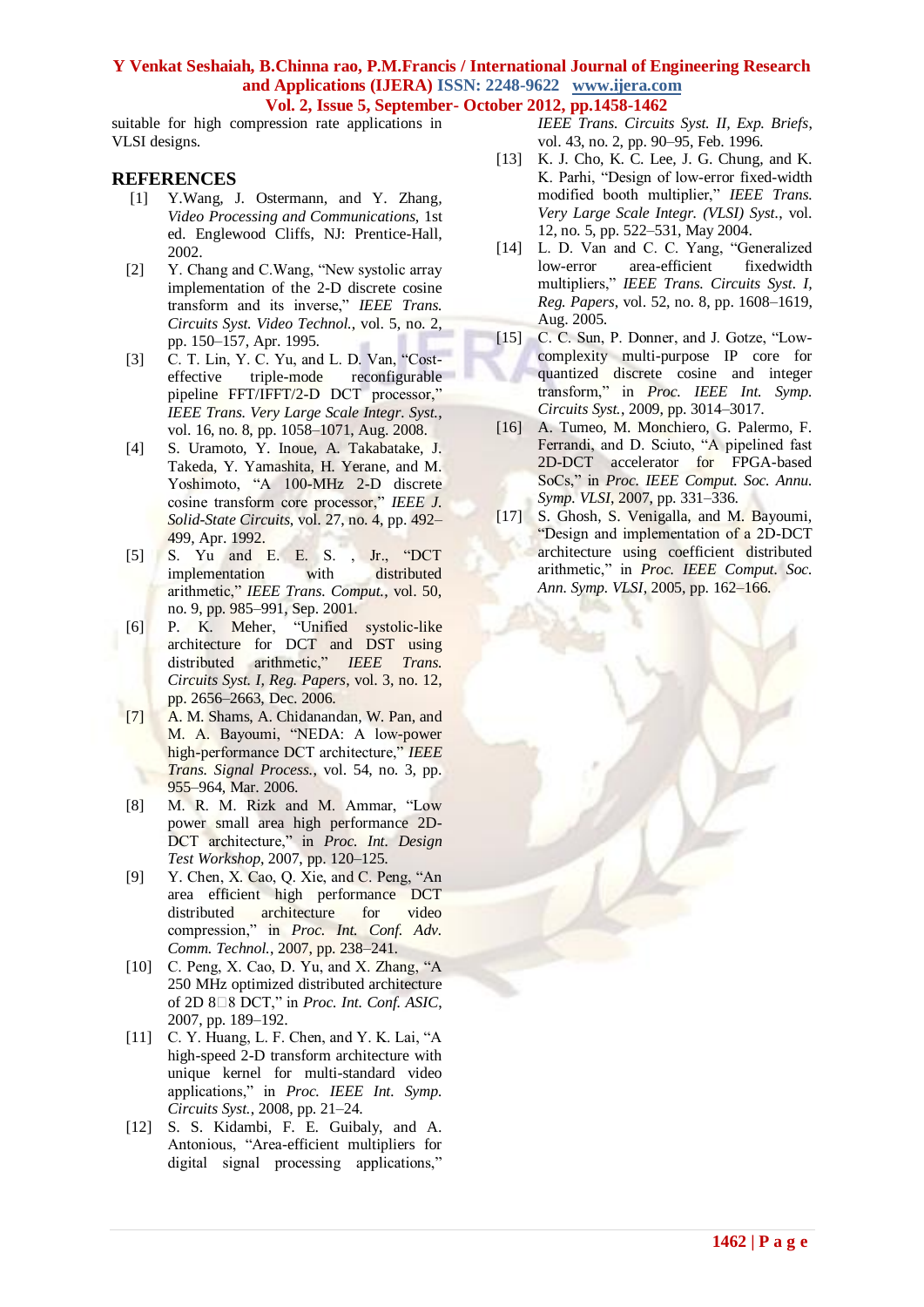suitable for high compression rate applications in VLSI designs.

## REFERENCES

[1] Y.Wang, J. Ostermann, and Y. Zhang, *Video Processing and Communications*, 1st ed. Englewood Cliffs, NJ: Prentice-Hall, 2002.

[2] Y. Chang and C.Wang, "New systolic array implementation of the 2-D discrete cosine transform and its inverse," *IEEE Trans. Circuits Syst. Video Technol.*, vol. 5, no. 2, pp. 150–157, Apr. 1995.

[3] C. T. Lin, Y. C. Yu, and L. D. Van, "Cost-effective triple-mode reconfigurable pipeline FFT/IFFT/2-D DCT processor," *IEEE Trans. Very Large Scale Integr. Syst.*, vol. 16, no. 8, pp. 1058–1071, Aug. 2008.

[4] S. Uramoto, Y. Inoue, A. Takabatake, J. Takeda, Y. Yamashita, H. Yerane, and M. Yoshimoto, "A 100-MHz 2-D discrete cosine transform core processor," *IEEE J. Solid-State Circuits*, vol. 27, no. 4, pp. 492–499, Apr. 1992.

[5] S. Yu and E. E. S. , Jr., "DCT implementation with distributed arithmetic," *IEEE Trans. Comput.*, vol. 50, no. 9, pp. 985–991, Sep. 2001.

[6] P. K. Meher, "Unified systolic-like architecture for DCT and DST using distributed arithmetic," *IEEE Trans. Circuits Syst. I, Reg. Papers*, vol. 3, no. 12, pp. 2656–2663, Dec. 2006.

[7] A. M. Shams, A. Chidanandan, W. Pan, and M. A. Bayoumi, "NEDA: A low-power high-performance DCT architecture," *IEEE Trans. Signal Process.*, vol. 54, no. 3, pp. 955–964, Mar. 2006.

[8] M. R. M. Rizk and M. Ammar, "Low power small area high performance 2D-DCT architecture," in *Proc. Int. Design Test Workshop*, 2007, pp. 120–125.

[9] Y. Chen, X. Cao, Q. Xie, and C. Peng, "An area efficient high performance DCT distributed architecture for video compression," in *Proc. Int. Conf. Adv. Comm. Technol.*, 2007, pp. 238–241.

[10] C. Peng, X. Cao, D. Yu, and X. Zhang, "A 250 MHz optimized distributed architecture of 2D 8□8 DCT," in *Proc. Int. Conf. ASIC*, 2007, pp. 189–192.

[11] C. Y. Huang, L. F. Chen, and Y. K. Lai, "A high-speed 2-D transform architecture with unique kernel for multi-standard video applications," in *Proc. IEEE Int. Symp. Circuits Syst.*, 2008, pp. 21–24.

[12] S. S. Kidambi, F. E. Guibaly, and A. Antonious, "Area-efficient multipliers for digital signal processing applications," *IEEE Trans. Circuits Syst. II, Exp. Briefs*, vol. 43, no. 2, pp. 90–95, Feb. 1996.

[13] K. J. Cho, K. C. Lee, J. G. Chung, and K. K. Parhi, "Design of low-error fixed-width modified booth multiplier," *IEEE Trans. Very Large Scale Integr. (VLSI) Syst.*, vol. 12, no. 5, pp. 522–531, May 2004.

[14] L. D. Van and C. C. Yang, "Generalized low-error area-efficient fixedwidth multipliers," *IEEE Trans. Circuits Syst. I, Reg. Papers*, vol. 52, no. 8, pp. 1608–1619, Aug. 2005.

[15] C. C. Sun, P. Donner, and J. Gotze, "Low-complexity multi-purpose IP core for quantized discrete cosine and integer transform," in *Proc. IEEE Int. Symp. Circuits Syst.*, 2009, pp. 3014–3017.

[16] A. Tumeo, M. Monchiero, G. Palermo, F. Ferrandi, and D. Sciuto, "A pipelined fast 2D-DCT accelerator for FPGA-based SoCs," in *Proc. IEEE Comput. Soc. Annu. Symp. VLSI*, 2007, pp. 331–336.

[17] S. Ghosh, S. Venigalla, and M. Bayoumi, "Design and implementation of a 2D-DCT architecture using coefficient distributed arithmetic," in *Proc. IEEE Comput. Soc. Ann. Symp. VLSI*, 2005, pp. 162–166.